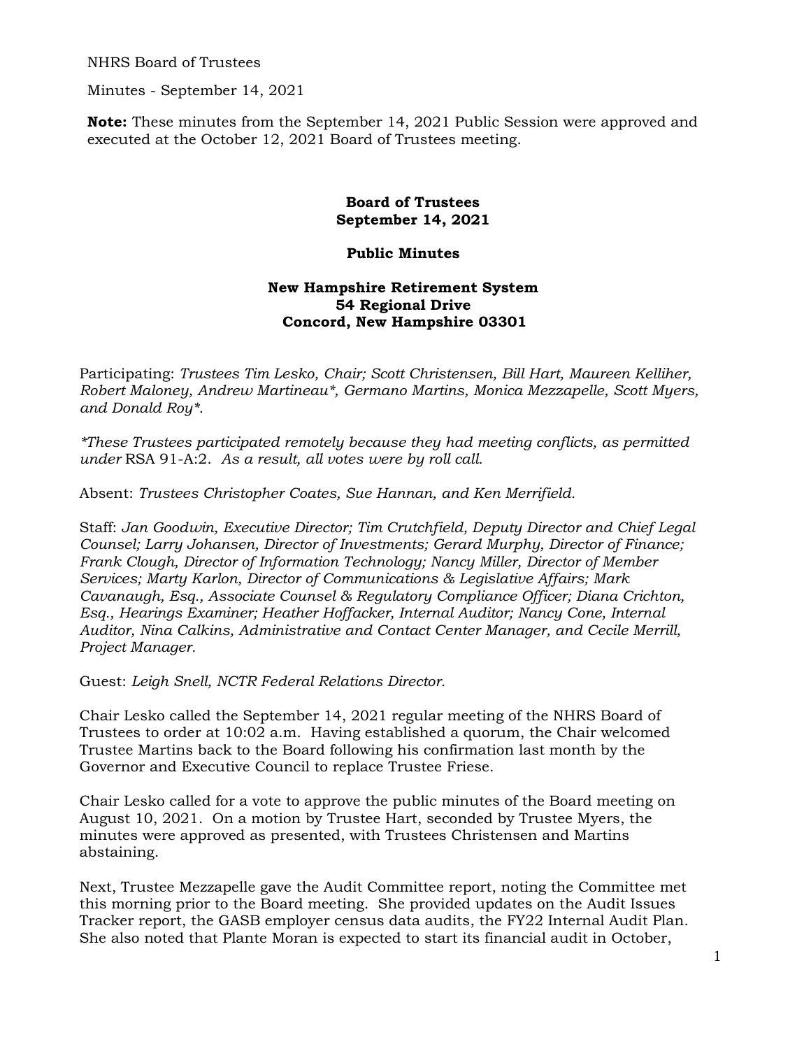NHRS Board of Trustees

Minutes - September 14, 2021

**Note:** These minutes from the September 14, 2021 Public Session were approved and executed at the October 12, 2021 Board of Trustees meeting.

**Board of Trustees**
**September 14, 2021**

**Public Minutes**

**New Hampshire Retirement System**
**54 Regional Drive**
**Concord, New Hampshire 03301**

Participating: *Trustees Tim Lesko, Chair; Scott Christensen, Bill Hart, Maureen Kelliher, Robert Maloney, Andrew Martineau*, Germano Martins, Monica Mezzapelle, Scott Myers, and Donald Roy*.*

**These Trustees participated remotely because they had meeting conflicts, as permitted under* RSA 91-A:2. *As a result, all votes were by roll call.*

Absent: *Trustees Christopher Coates, Sue Hannan, and Ken Merrifield.*

Staff: *Jan Goodwin, Executive Director; Tim Crutchfield, Deputy Director and Chief Legal Counsel; Larry Johansen, Director of Investments; Gerard Murphy, Director of Finance; Frank Clough, Director of Information Technology; Nancy Miller, Director of Member Services; Marty Karlon, Director of Communications & Legislative Affairs; Mark Cavanaugh, Esq., Associate Counsel & Regulatory Compliance Officer; Diana Crichton, Esq., Hearings Examiner; Heather Hoffacker, Internal Auditor; Nancy Cone, Internal Auditor, Nina Calkins, Administrative and Contact Center Manager, and Cecile Merrill, Project Manager.*

Guest: *Leigh Snell, NCTR Federal Relations Director.*

Chair Lesko called the September 14, 2021 regular meeting of the NHRS Board of Trustees to order at 10:02 a.m. Having established a quorum, the Chair welcomed Trustee Martins back to the Board following his confirmation last month by the Governor and Executive Council to replace Trustee Friese.

Chair Lesko called for a vote to approve the public minutes of the Board meeting on August 10, 2021. On a motion by Trustee Hart, seconded by Trustee Myers, the minutes were approved as presented, with Trustees Christensen and Martins abstaining.

Next, Trustee Mezzapelle gave the Audit Committee report, noting the Committee met this morning prior to the Board meeting. She provided updates on the Audit Issues Tracker report, the GASB employer census data audits, the FY22 Internal Audit Plan. She also noted that Plante Moran is expected to start its financial audit in October,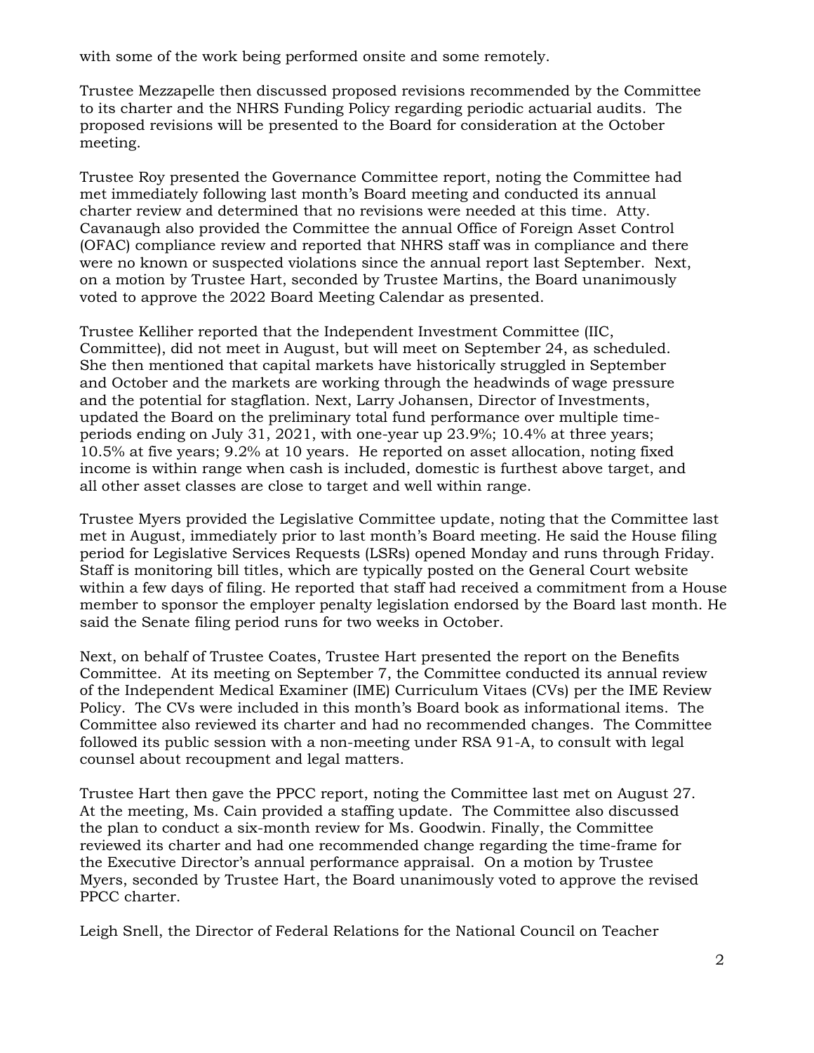with some of the work being performed onsite and some remotely.

Trustee Mezzapelle then discussed proposed revisions recommended by the Committee to its charter and the NHRS Funding Policy regarding periodic actuarial audits. The proposed revisions will be presented to the Board for consideration at the October meeting.

Trustee Roy presented the Governance Committee report, noting the Committee had met immediately following last month's Board meeting and conducted its annual charter review and determined that no revisions were needed at this time. Atty. Cavanaugh also provided the Committee the annual Office of Foreign Asset Control (OFAC) compliance review and reported that NHRS staff was in compliance and there were no known or suspected violations since the annual report last September. Next, on a motion by Trustee Hart, seconded by Trustee Martins, the Board unanimously voted to approve the 2022 Board Meeting Calendar as presented.

Trustee Kelliher reported that the Independent Investment Committee (IIC, Committee), did not meet in August, but will meet on September 24, as scheduled. She then mentioned that capital markets have historically struggled in September and October and the markets are working through the headwinds of wage pressure and the potential for stagflation. Next, Larry Johansen, Director of Investments, updated the Board on the preliminary total fund performance over multiple time-periods ending on July 31, 2021, with one-year up 23.9%; 10.4% at three years; 10.5% at five years; 9.2% at 10 years. He reported on asset allocation, noting fixed income is within range when cash is included, domestic is furthest above target, and all other asset classes are close to target and well within range.

Trustee Myers provided the Legislative Committee update, noting that the Committee last met in August, immediately prior to last month's Board meeting. He said the House filing period for Legislative Services Requests (LSRs) opened Monday and runs through Friday. Staff is monitoring bill titles, which are typically posted on the General Court website within a few days of filing. He reported that staff had received a commitment from a House member to sponsor the employer penalty legislation endorsed by the Board last month. He said the Senate filing period runs for two weeks in October.

Next, on behalf of Trustee Coates, Trustee Hart presented the report on the Benefits Committee. At its meeting on September 7, the Committee conducted its annual review of the Independent Medical Examiner (IME) Curriculum Vitaes (CVs) per the IME Review Policy. The CVs were included in this month's Board book as informational items. The Committee also reviewed its charter and had no recommended changes. The Committee followed its public session with a non-meeting under RSA 91-A, to consult with legal counsel about recoupment and legal matters.

Trustee Hart then gave the PPCC report, noting the Committee last met on August 27. At the meeting, Ms. Cain provided a staffing update. The Committee also discussed the plan to conduct a six-month review for Ms. Goodwin. Finally, the Committee reviewed its charter and had one recommended change regarding the time-frame for the Executive Director's annual performance appraisal. On a motion by Trustee Myers, seconded by Trustee Hart, the Board unanimously voted to approve the revised PPCC charter.

Leigh Snell, the Director of Federal Relations for the National Council on Teacher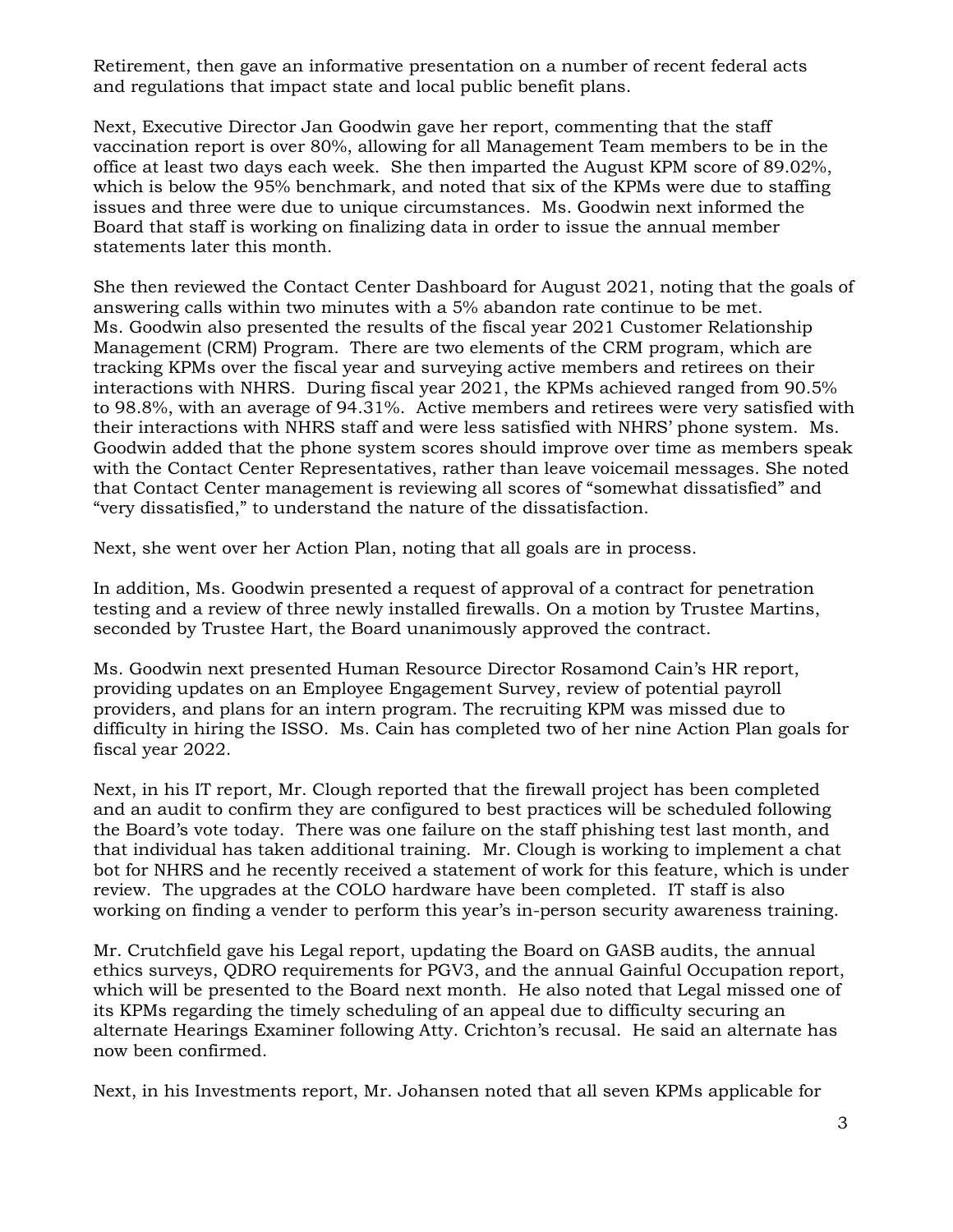Retirement, then gave an informative presentation on a number of recent federal acts and regulations that impact state and local public benefit plans.

Next, Executive Director Jan Goodwin gave her report, commenting that the staff vaccination report is over 80%, allowing for all Management Team members to be in the office at least two days each week. She then imparted the August KPM score of 89.02%, which is below the 95% benchmark, and noted that six of the KPMs were due to staffing issues and three were due to unique circumstances. Ms. Goodwin next informed the Board that staff is working on finalizing data in order to issue the annual member statements later this month.

She then reviewed the Contact Center Dashboard for August 2021, noting that the goals of answering calls within two minutes with a 5% abandon rate continue to be met. Ms. Goodwin also presented the results of the fiscal year 2021 Customer Relationship Management (CRM) Program. There are two elements of the CRM program, which are tracking KPMs over the fiscal year and surveying active members and retirees on their interactions with NHRS. During fiscal year 2021, the KPMs achieved ranged from 90.5% to 98.8%, with an average of 94.31%. Active members and retirees were very satisfied with their interactions with NHRS staff and were less satisfied with NHRS' phone system. Ms. Goodwin added that the phone system scores should improve over time as members speak with the Contact Center Representatives, rather than leave voicemail messages. She noted that Contact Center management is reviewing all scores of "somewhat dissatisfied" and "very dissatisfied," to understand the nature of the dissatisfaction.

Next, she went over her Action Plan, noting that all goals are in process.

In addition, Ms. Goodwin presented a request of approval of a contract for penetration testing and a review of three newly installed firewalls. On a motion by Trustee Martins, seconded by Trustee Hart, the Board unanimously approved the contract.

Ms. Goodwin next presented Human Resource Director Rosamond Cain's HR report, providing updates on an Employee Engagement Survey, review of potential payroll providers, and plans for an intern program. The recruiting KPM was missed due to difficulty in hiring the ISSO. Ms. Cain has completed two of her nine Action Plan goals for fiscal year 2022.

Next, in his IT report, Mr. Clough reported that the firewall project has been completed and an audit to confirm they are configured to best practices will be scheduled following the Board's vote today. There was one failure on the staff phishing test last month, and that individual has taken additional training. Mr. Clough is working to implement a chat bot for NHRS and he recently received a statement of work for this feature, which is under review. The upgrades at the COLO hardware have been completed. IT staff is also working on finding a vender to perform this year's in-person security awareness training.

Mr. Crutchfield gave his Legal report, updating the Board on GASB audits, the annual ethics surveys, QDRO requirements for PGV3, and the annual Gainful Occupation report, which will be presented to the Board next month. He also noted that Legal missed one of its KPMs regarding the timely scheduling of an appeal due to difficulty securing an alternate Hearings Examiner following Atty. Crichton's recusal. He said an alternate has now been confirmed.

Next, in his Investments report, Mr. Johansen noted that all seven KPMs applicable for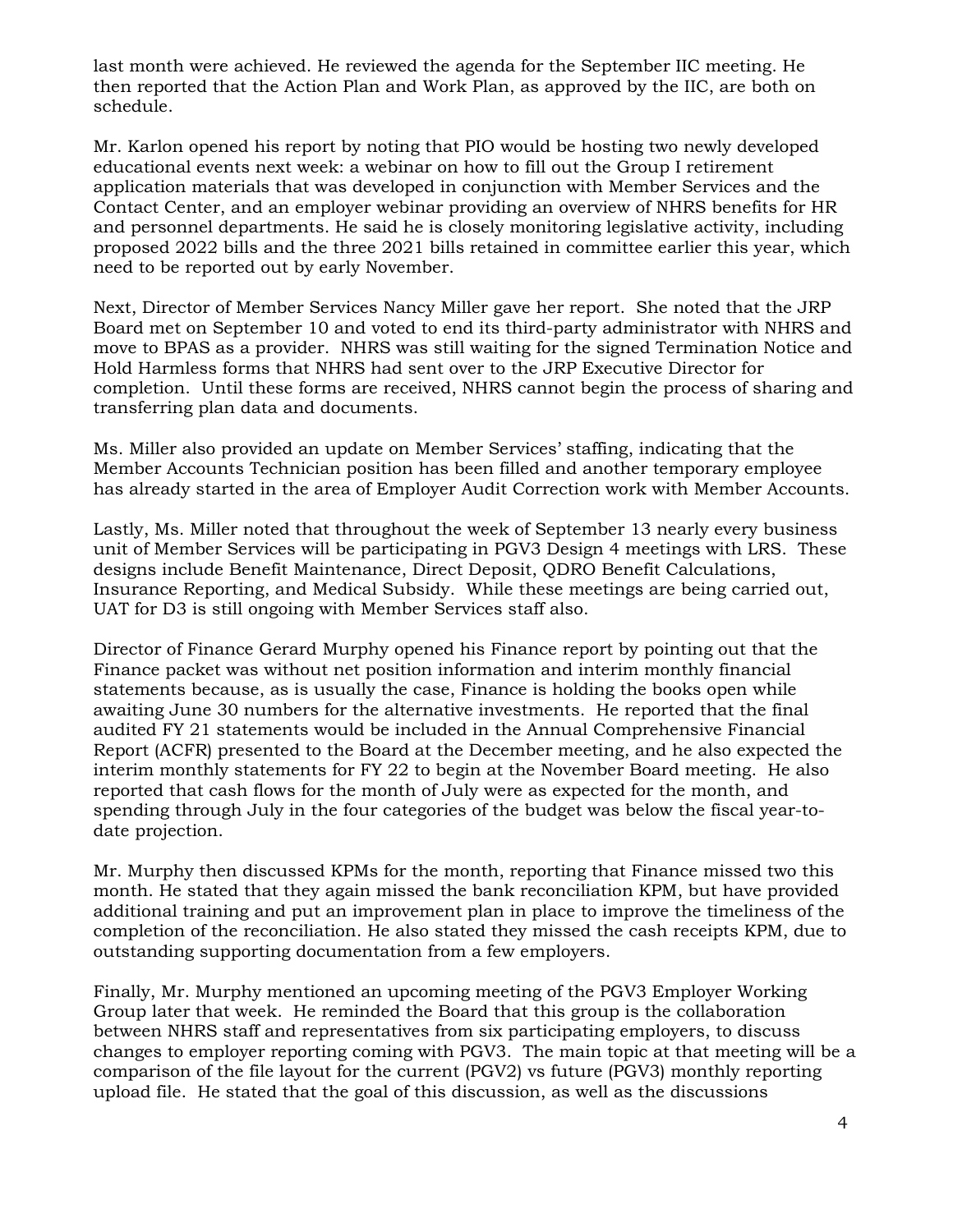last month were achieved. He reviewed the agenda for the September IIC meeting. He then reported that the Action Plan and Work Plan, as approved by the IIC, are both on schedule.

Mr. Karlon opened his report by noting that PIO would be hosting two newly developed educational events next week: a webinar on how to fill out the Group I retirement application materials that was developed in conjunction with Member Services and the Contact Center, and an employer webinar providing an overview of NHRS benefits for HR and personnel departments. He said he is closely monitoring legislative activity, including proposed 2022 bills and the three 2021 bills retained in committee earlier this year, which need to be reported out by early November.

Next, Director of Member Services Nancy Miller gave her report. She noted that the JRP Board met on September 10 and voted to end its third-party administrator with NHRS and move to BPAS as a provider. NHRS was still waiting for the signed Termination Notice and Hold Harmless forms that NHRS had sent over to the JRP Executive Director for completion. Until these forms are received, NHRS cannot begin the process of sharing and transferring plan data and documents.

Ms. Miller also provided an update on Member Services' staffing, indicating that the Member Accounts Technician position has been filled and another temporary employee has already started in the area of Employer Audit Correction work with Member Accounts.

Lastly, Ms. Miller noted that throughout the week of September 13 nearly every business unit of Member Services will be participating in PGV3 Design 4 meetings with LRS. These designs include Benefit Maintenance, Direct Deposit, QDRO Benefit Calculations, Insurance Reporting, and Medical Subsidy. While these meetings are being carried out, UAT for D3 is still ongoing with Member Services staff also.

Director of Finance Gerard Murphy opened his Finance report by pointing out that the Finance packet was without net position information and interim monthly financial statements because, as is usually the case, Finance is holding the books open while awaiting June 30 numbers for the alternative investments. He reported that the final audited FY 21 statements would be included in the Annual Comprehensive Financial Report (ACFR) presented to the Board at the December meeting, and he also expected the interim monthly statements for FY 22 to begin at the November Board meeting. He also reported that cash flows for the month of July were as expected for the month, and spending through July in the four categories of the budget was below the fiscal year-to-date projection.

Mr. Murphy then discussed KPMs for the month, reporting that Finance missed two this month. He stated that they again missed the bank reconciliation KPM, but have provided additional training and put an improvement plan in place to improve the timeliness of the completion of the reconciliation. He also stated they missed the cash receipts KPM, due to outstanding supporting documentation from a few employers.

Finally, Mr. Murphy mentioned an upcoming meeting of the PGV3 Employer Working Group later that week. He reminded the Board that this group is the collaboration between NHRS staff and representatives from six participating employers, to discuss changes to employer reporting coming with PGV3. The main topic at that meeting will be a comparison of the file layout for the current (PGV2) vs future (PGV3) monthly reporting upload file. He stated that the goal of this discussion, as well as the discussions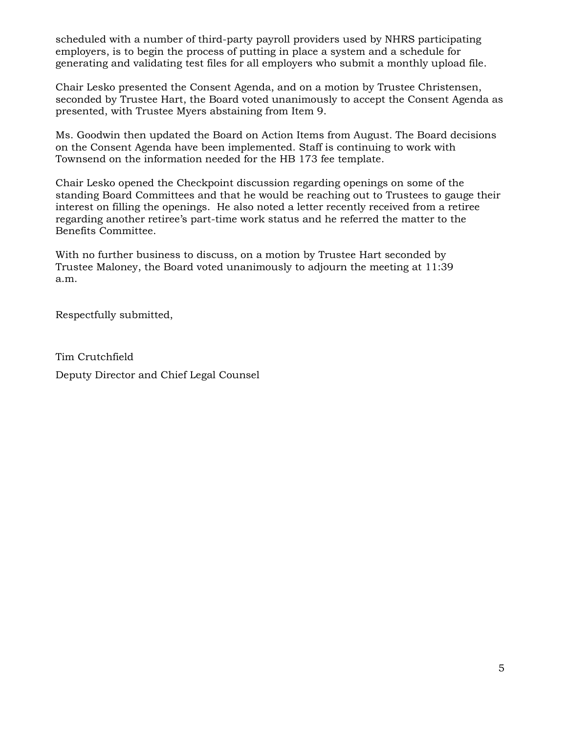scheduled with a number of third-party payroll providers used by NHRS participating employers, is to begin the process of putting in place a system and a schedule for generating and validating test files for all employers who submit a monthly upload file.

Chair Lesko presented the Consent Agenda, and on a motion by Trustee Christensen, seconded by Trustee Hart, the Board voted unanimously to accept the Consent Agenda as presented, with Trustee Myers abstaining from Item 9.

Ms. Goodwin then updated the Board on Action Items from August. The Board decisions on the Consent Agenda have been implemented. Staff is continuing to work with Townsend on the information needed for the HB 173 fee template.

Chair Lesko opened the Checkpoint discussion regarding openings on some of the standing Board Committees and that he would be reaching out to Trustees to gauge their interest on filling the openings. He also noted a letter recently received from a retiree regarding another retiree's part-time work status and he referred the matter to the Benefits Committee.

With no further business to discuss, on a motion by Trustee Hart seconded by Trustee Maloney, the Board voted unanimously to adjourn the meeting at 11:39 a.m.

Respectfully submitted,

Tim Crutchfield

Deputy Director and Chief Legal Counsel